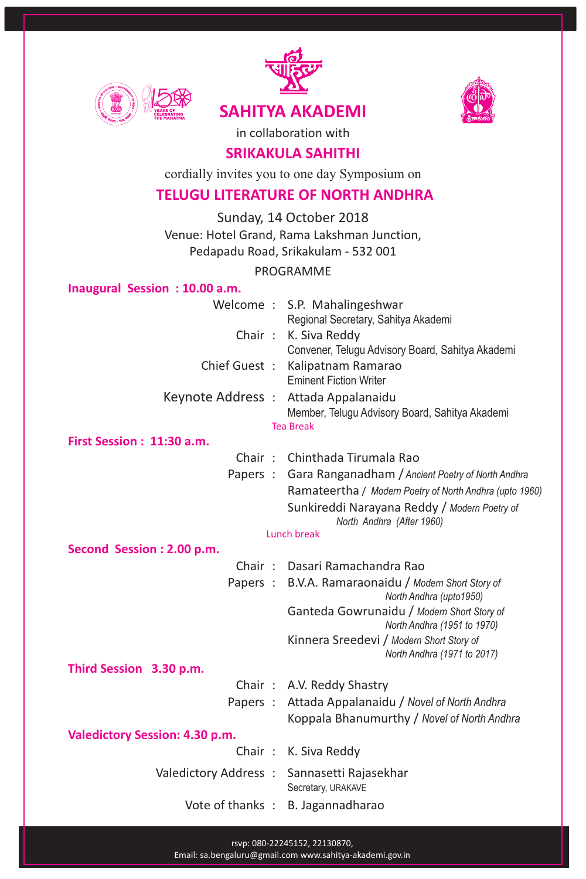# SAHITYA AKADEMI

in collaboration with

## SRIKAKULA SAHITHI

cordially invites you to one day Symposium on

## TELUGU LITERATURE OF NORTH ANDHRA

Sunday, 14 October 2018

Venue: Hotel Grand, Rama Lakshman Junction,
Pedapadu Road, Srikakulam - 532 001

PROGRAMME

**Inaugural Session : 10.00 a.m.**

Welcome : S.P. Mahalingeshwar
Regional Secretary, Sahitya Akademi

Chair : K. Siva Reddy
Convener, Telugu Advisory Board, Sahitya Akademi

Chief Guest : Kalipatnam Ramarao
Eminent Fiction Writer

Keynote Address : Attada Appalanaidu
Member, Telugu Advisory Board, Sahitya Akademi

Tea Break

**First Session : 11:30 a.m.**

Chair : Chinthada Tirumala Rao

Papers : Gara Ranganadham / *Ancient Poetry of North Andhra*
Ramateertha / *Modern Poetry of North Andhra (upto 1960)*
Sunkireddi Narayana Reddy / *Modern Poetry of North Andhra (After 1960)*

Lunch break

**Second Session : 2.00 p.m.**

Chair : Dasari Ramachandra Rao

Papers : B.V.A. Ramaraonaidu / *Modern Short Story of North Andhra (upto1950)*
Ganteda Gowrunaidu / *Modern Short Story of North Andhra (1951 to 1970)*
Kinnera Sreedevi / *Modern Short Story of North Andhra (1971 to 2017)*

**Third Session 3.30 p.m.**

Chair : A.V. Reddy Shastry

Papers : Attada Appalanaidu / *Novel of North Andhra*
Koppala Bhanumurthy / *Novel of North Andhra*

**Valedictory Session: 4.30 p.m.**

Chair : K. Siva Reddy

Valedictory Address : Sannasetti Rajasekhar
Secretary, URAKAVE

Vote of thanks : B. Jagannadharao

rsvp: 080-22245152, 22130870,
Email: sa.bengaluru@gmail.com www.sahitya-akademi.gov.in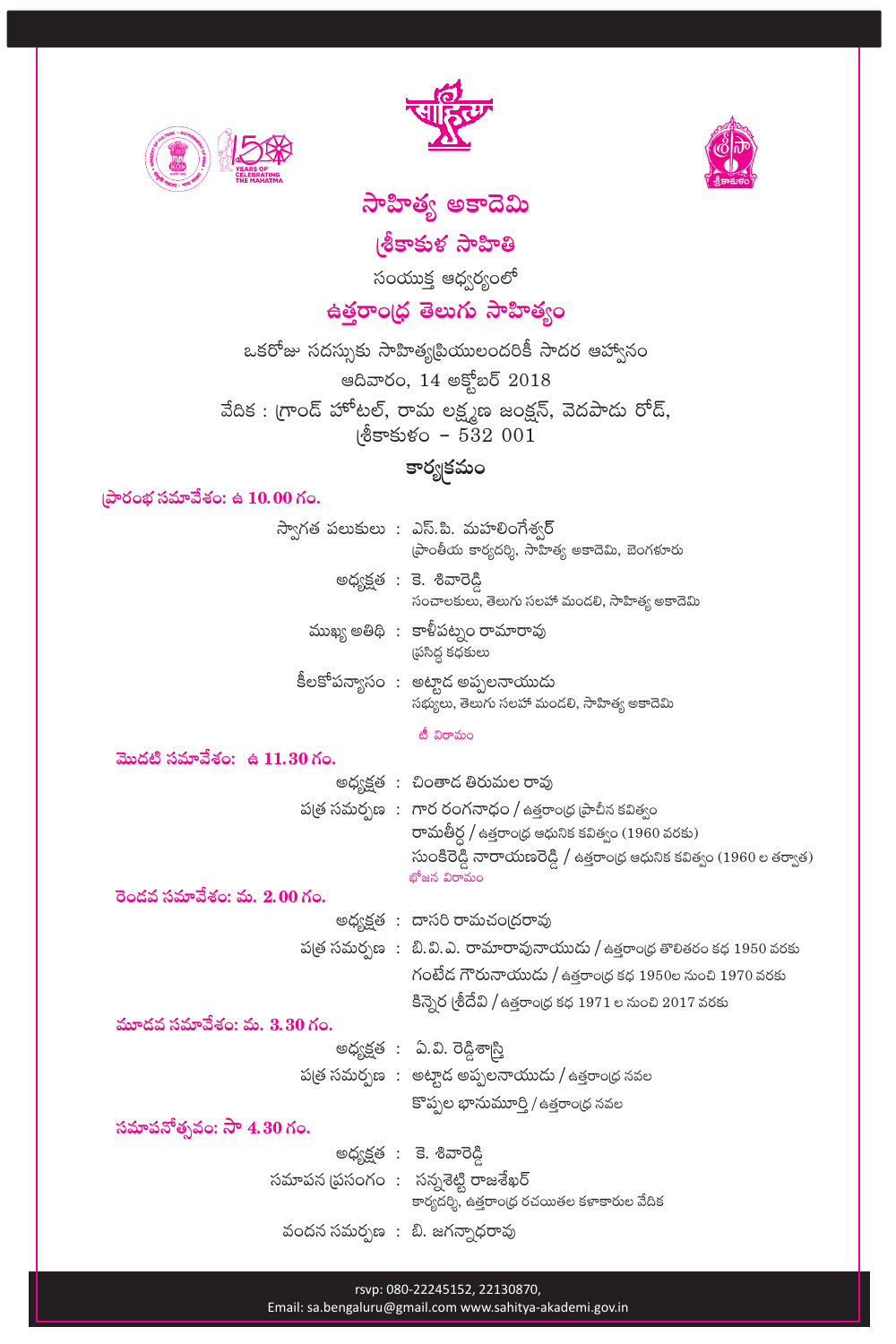# సాహిత్య అకాదెమి

## శ్రీకాకుళ సాహితి

సంయుక్త ఆధ్వర్యంలో

## ఉత్తరాంధ్ర తెలుగు సాహిత్యం

ఒకరోజు సదస్సుకు సాహిత్యప్రియులందరికీ సాదర ఆహ్వానం

ఆదివారం, 14 అక్టోబర్ 2018

వేదిక : గ్రాండ్ హోటల్, రామ లక్ష్మణ జంక్షన్, వెదపాడు రోడ్,
శ్రీకాకుళం – 532 001

### కార్యక్రమం

**ప్రారంభ సమావేశం: ఉ 10.00 గం.**

స్వాగత పలుకులు : ఎస్.పి. మహలింగేశ్వర్
ప్రాంతీయ కార్యదర్శి, సాహిత్య అకాదెమి, బెంగళూరు

అధ్యక్షత : కె. శివారెడ్డి
సంచాలకులు, తెలుగు సలహా మండలి, సాహిత్య అకాదెమి

ముఖ్య అతిథి : కాళీపట్నం రామారావు
ప్రసిద్ధ కథకులు

కీలకోపన్యాసం : అట్టాడ అప్పలనాయుడు
సభ్యులు, తెలుగు సలహా మండలి, సాహిత్య అకాదెమి

టీ విరామం

**మొదటి సమావేశం: ఉ 11.30 గం.**

అధ్యక్షత : చింతాడ తిరుమల రావు

పత్ర సమర్పణ : గార రంగనాథం / ఉత్తరాంధ్ర ప్రాచీన కవిత్వం
రామతీర్థ / ఉత్తరాంధ్ర ఆధునిక కవిత్వం (1960 వరకు)
సుంకిరెడ్డి నారాయణరెడ్డి / ఉత్తరాంధ్ర ఆధునిక కవిత్వం (1960 ల తర్వాత)

భోజన విరామం

**రెండవ సమావేశం: మ. 2.00 గం.**

అధ్యక్షత : దాసరి రామచంద్రరావు

పత్ర సమర్పణ : బి.వి.ఎ. రామారావునాయుడు / ఉత్తరాంధ్ర తొలితరం కథ 1950 వరకు
గంటేడ గౌరునాయుడు / ఉత్తరాంధ్ర కథ 1950ల నుంచి 1970 వరకు
కిన్నెర శ్రీదేవి / ఉత్తరాంధ్ర కథ 1971 ల నుంచి 2017 వరకు

**మూడవ సమావేశం: మ. 3.30 గం.**

అధ్యక్షత : ఏ.వి. రెడ్డిశాస్త్రి

పత్ర సమర్పణ : అట్టాడ అప్పలనాయుడు / ఉత్తరాంధ్ర నవల
కొప్పల భానుమూర్తి / ఉత్తరాంధ్ర నవల

**సమాపనోత్సవం: సా 4.30 గం.**

అధ్యక్షత : కె. శివారెడ్డి

సమాపన ప్రసంగం : సన్నశెట్టి రాజశేఖర్
కార్యదర్శి, ఉత్తరాంధ్ర రచయితల కళాకారుల వేదిక

వందన సమర్పణ : బి. జగన్నాధరావు

rsvp: 080-22245152, 22130870,
Email: sa.bengaluru@gmail.com www.sahitya-akademi.gov.in